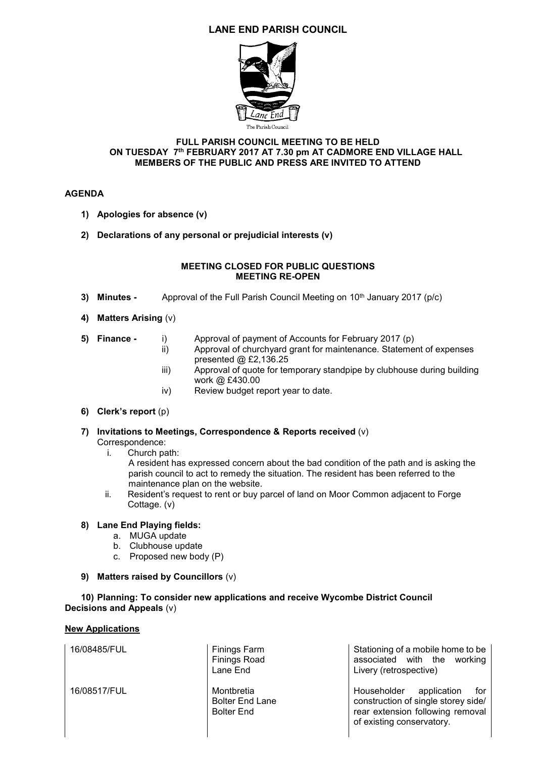# LANE END PARISH COUNCIL

The Parish Council

**FULL PARISH COUNCIL MEETING TO BE HELD ON TUESDAY 7th FEBRUARY 2017 AT 7.30 pm AT CADMORE END VILLAGE HALL MEMBERS OF THE PUBLIC AND PRESS ARE INVITED TO ATTEND**

## AGENDA

1) **Apologies for absence (v)**

2) **Declarations of any personal or prejudicial interests (v)**

**MEETING CLOSED FOR PUBLIC QUESTIONS**
**MEETING RE-OPEN**

3) **Minutes -** Approval of the Full Parish Council Meeting on 10th January 2017 (p/c)

4) **Matters Arising** (v)

5) **Finance -**
   i) Approval of payment of Accounts for February 2017 (p)
   ii) Approval of churchyard grant for maintenance. Statement of expenses presented @ £2,136.25
   iii) Approval of quote for temporary standpipe by clubhouse during building work @ £430.00
   iv) Review budget report year to date.

6) **Clerk's report** (p)

7) **Invitations to Meetings, Correspondence & Reports received** (v)
   Correspondence:
   i. Church path:
      A resident has expressed concern about the bad condition of the path and is asking the parish council to act to remedy the situation. The resident has been referred to the maintenance plan on the website.
   ii. Resident's request to rent or buy parcel of land on Moor Common adjacent to Forge Cottage. (v)

8) **Lane End Playing fields:**
   a. MUGA update
   b. Clubhouse update
   c. Proposed new body (P)

9) **Matters raised by Councillors** (v)

10) **Planning: To consider new applications and receive Wycombe District Council Decisions and Appeals** (v)

**New Applications**

| | | |
|---|---|---|
| 16/08485/FUL | Finings Farm<br>Finings Road<br>Lane End | Stationing of a mobile home to be associated with the working Livery (retrospective) |
| 16/08517/FUL | Montbretia<br>Bolter End Lane<br>Bolter End | Householder application for construction of single storey side/ rear extension following removal of existing conservatory. |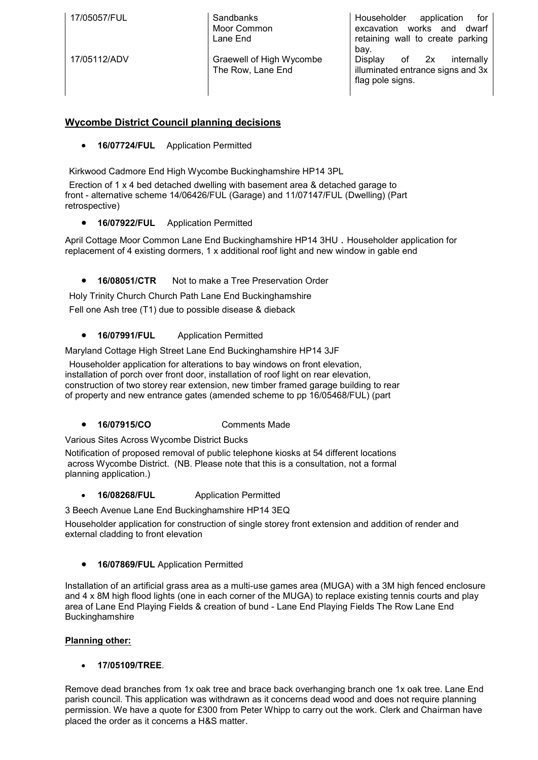| | | |
|---|---|---|
| 17/05057/FUL | Sandbanks Moor Common Lane End | Householder application for excavation works and dwarf retaining wall to create parking bay. |
| 17/05112/ADV | Graewell of High Wycombe The Row, Lane End | Display of 2x internally illuminated entrance signs and 3x flag pole signs. |

## Wycombe District Council planning decisions

- **16/07724/FUL** Application Permitted

Kirkwood Cadmore End High Wycombe Buckinghamshire HP14 3PL

Erection of 1 x 4 bed detached dwelling with basement area & detached garage to front - alternative scheme 14/06426/FUL (Garage) and 11/07147/FUL (Dwelling) (Part retrospective)

- **16/07922/FUL** Application Permitted

April Cottage Moor Common Lane End Buckinghamshire HP14 3HU . Householder application for replacement of 4 existing dormers, 1 x additional roof light and new window in gable end

- **16/08051/CTR** Not to make a Tree Preservation Order

Holy Trinity Church Church Path Lane End Buckinghamshire

Fell one Ash tree (T1) due to possible disease & dieback

- **16/07991/FUL** Application Permitted

Maryland Cottage High Street Lane End Buckinghamshire HP14 3JF

Householder application for alterations to bay windows on front elevation, installation of porch over front door, installation of roof light on rear elevation, construction of two storey rear extension, new timber framed garage building to rear of property and new entrance gates (amended scheme to pp 16/05468/FUL) (part

- **16/07915/CO** Comments Made

Various Sites Across Wycombe District Bucks

Notification of proposed removal of public telephone kiosks at 54 different locations across Wycombe District. (NB. Please note that this is a consultation, not a formal planning application.)

- **16/08268/FUL** Application Permitted

3 Beech Avenue Lane End Buckinghamshire HP14 3EQ

Householder application for construction of single storey front extension and addition of render and external cladding to front elevation

- **16/07869/FUL** Application Permitted

Installation of an artificial grass area as a multi-use games area (MUGA) with a 3M high fenced enclosure and 4 x 8M high flood lights (one in each corner of the MUGA) to replace existing tennis courts and play area of Lane End Playing Fields & creation of bund - Lane End Playing Fields The Row Lane End Buckinghamshire

## Planning other:

- **17/05109/TREE**.

Remove dead branches from 1x oak tree and brace back overhanging branch one 1x oak tree. Lane End parish council. This application was withdrawn as it concerns dead wood and does not require planning permission. We have a quote for £300 from Peter Whipp to carry out the work. Clerk and Chairman have placed the order as it concerns a H&S matter.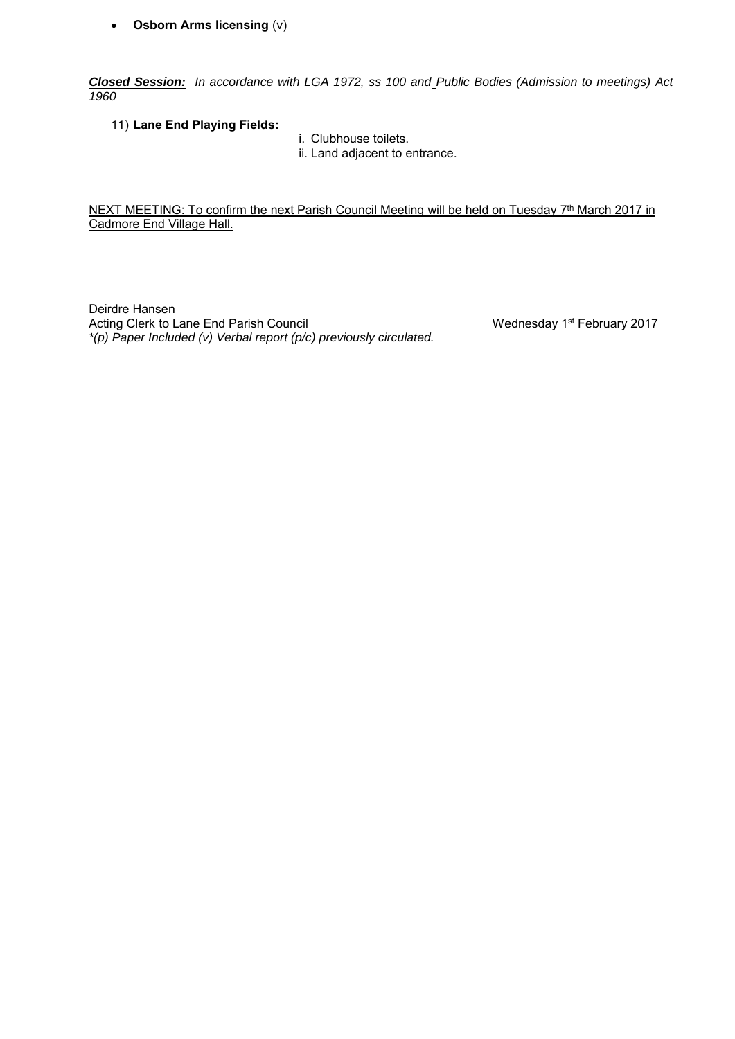- **Osborn Arms licensing** (v)

***Closed Session:*** *In accordance with LGA 1972, ss 100 and Public Bodies (Admission to meetings) Act 1960*

11) **Lane End Playing Fields:**

   i. Clubhouse toilets.
   ii. Land adjacent to entrance.

NEXT MEETING: To confirm the next Parish Council Meeting will be held on Tuesday 7th March 2017 in Cadmore End Village Hall.

Deirdre Hansen
Acting Clerk to Lane End Parish Council — Wednesday 1st February 2017
*\*(p) Paper Included (v) Verbal report (p/c) previously circulated.*